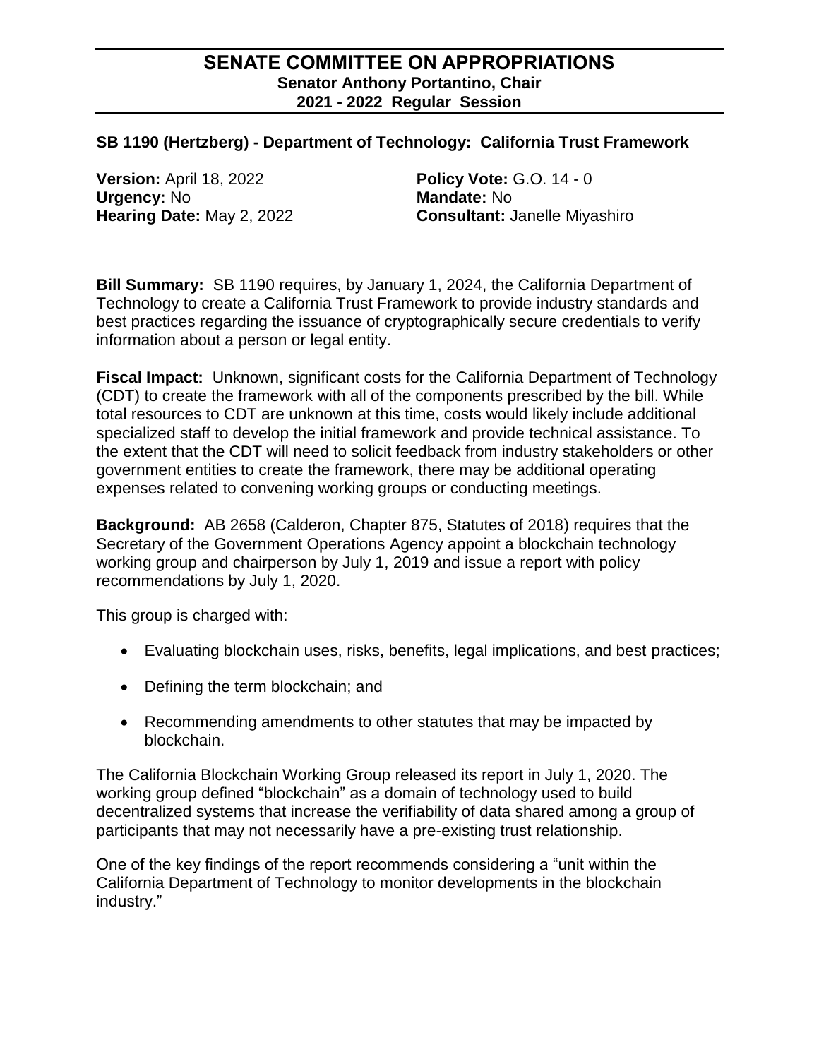# SENATE COMMITTEE ON APPROPRIATIONS

**Senator Anthony Portantino, Chair**
**2021 - 2022 Regular Session**

---

## SB 1190 (Hertzberg) - Department of Technology: California Trust Framework

**Version:** April 18, 2022
**Urgency:** No
**Hearing Date:** May 2, 2022

**Policy Vote:** G.O. 14 - 0
**Mandate:** No
**Consultant:** Janelle Miyashiro

**Bill Summary:** SB 1190 requires, by January 1, 2024, the California Department of Technology to create a California Trust Framework to provide industry standards and best practices regarding the issuance of cryptographically secure credentials to verify information about a person or legal entity.

**Fiscal Impact:** Unknown, significant costs for the California Department of Technology (CDT) to create the framework with all of the components prescribed by the bill. While total resources to CDT are unknown at this time, costs would likely include additional specialized staff to develop the initial framework and provide technical assistance. To the extent that the CDT will need to solicit feedback from industry stakeholders or other government entities to create the framework, there may be additional operating expenses related to convening working groups or conducting meetings.

**Background:** AB 2658 (Calderon, Chapter 875, Statutes of 2018) requires that the Secretary of the Government Operations Agency appoint a blockchain technology working group and chairperson by July 1, 2019 and issue a report with policy recommendations by July 1, 2020.

This group is charged with:

- Evaluating blockchain uses, risks, benefits, legal implications, and best practices;
- Defining the term blockchain; and
- Recommending amendments to other statutes that may be impacted by blockchain.

The California Blockchain Working Group released its report in July 1, 2020. The working group defined "blockchain" as a domain of technology used to build decentralized systems that increase the verifiability of data shared among a group of participants that may not necessarily have a pre-existing trust relationship.

One of the key findings of the report recommends considering a "unit within the California Department of Technology to monitor developments in the blockchain industry."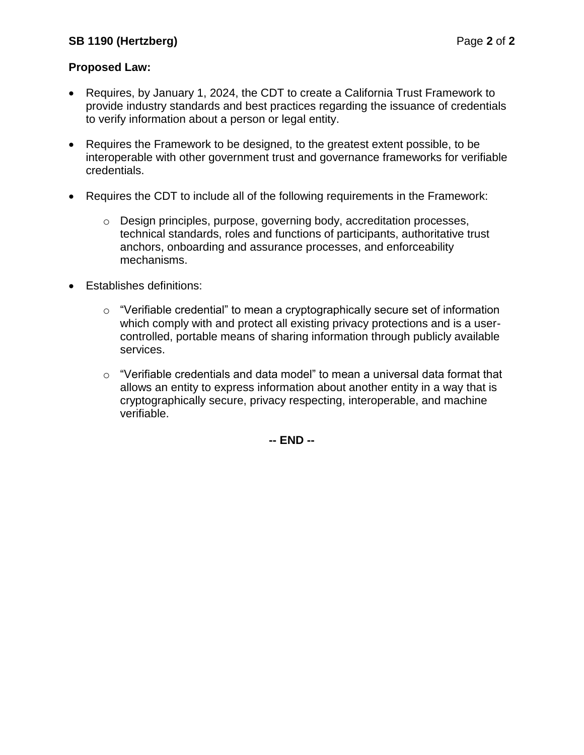**Proposed Law:**

- Requires, by January 1, 2024, the CDT to create a California Trust Framework to provide industry standards and best practices regarding the issuance of credentials to verify information about a person or legal entity.

- Requires the Framework to be designed, to the greatest extent possible, to be interoperable with other government trust and governance frameworks for verifiable credentials.

- Requires the CDT to include all of the following requirements in the Framework:

    - Design principles, purpose, governing body, accreditation processes, technical standards, roles and functions of participants, authoritative trust anchors, onboarding and assurance processes, and enforceability mechanisms.

- Establishes definitions:

    - "Verifiable credential" to mean a cryptographically secure set of information which comply with and protect all existing privacy protections and is a user-controlled, portable means of sharing information through publicly available services.

    - "Verifiable credentials and data model" to mean a universal data format that allows an entity to express information about another entity in a way that is cryptographically secure, privacy respecting, interoperable, and machine verifiable.

**-- END --**